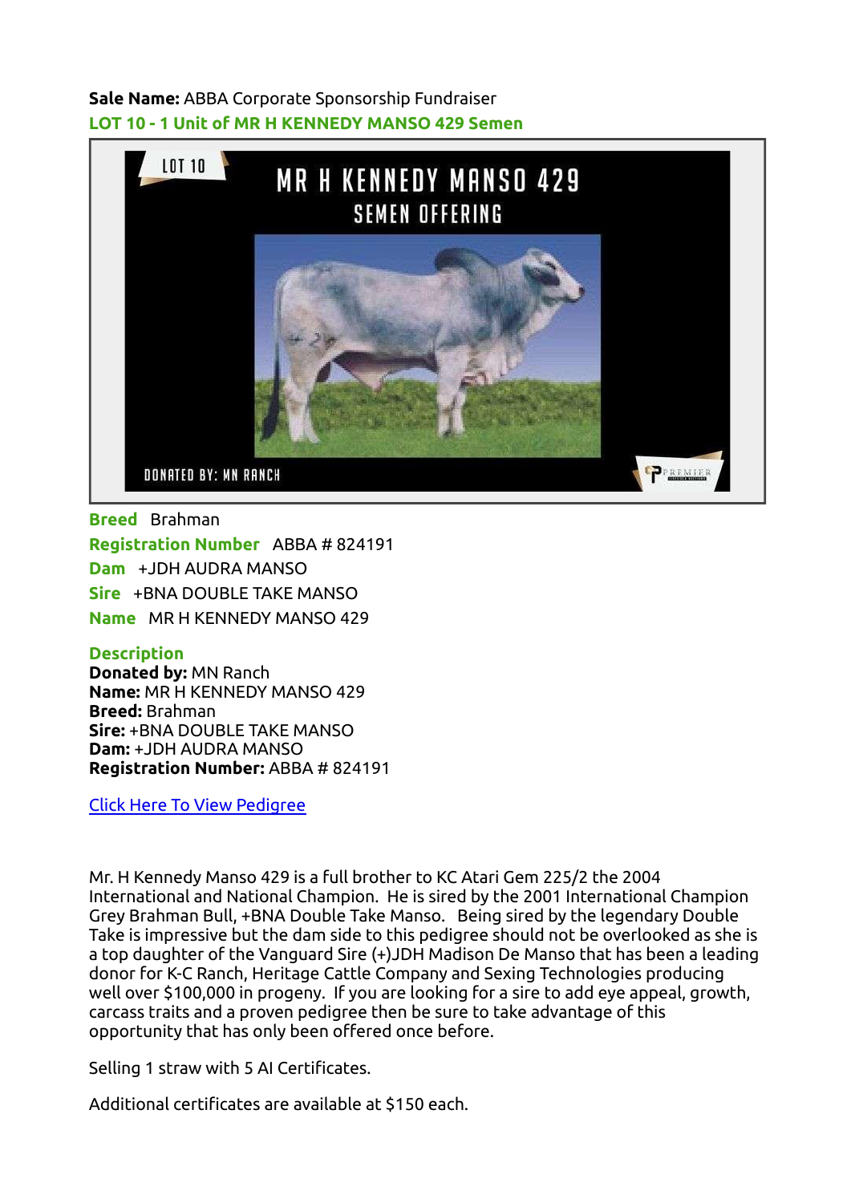**Sale Name:** ABBA Corporate Sponsorship Fundraiser

**LOT 10 - 1 Unit of MR H KENNEDY MANSO 429 Semen**

**Breed** Brahman

**Registration Number** ABBA # 824191

**Dam** +JDH AUDRA MANSO

**Sire** +BNA DOUBLE TAKE MANSO

**Name** MR H KENNEDY MANSO 429

**Description**

**Donated by:** MN Ranch
**Name:** MR H KENNEDY MANSO 429
**Breed:** Brahman
**Sire:** +BNA DOUBLE TAKE MANSO
**Dam:** +JDH AUDRA MANSO
**Registration Number:** ABBA # 824191

Click Here To View Pedigree

Mr. H Kennedy Manso 429 is a full brother to KC Atari Gem 225/2 the 2004 International and National Champion. He is sired by the 2001 International Champion Grey Brahman Bull, +BNA Double Take Manso. Being sired by the legendary Double Take is impressive but the dam side to this pedigree should not be overlooked as she is a top daughter of the Vanguard Sire (+)JDH Madison De Manso that has been a leading donor for K-C Ranch, Heritage Cattle Company and Sexing Technologies producing well over $100,000 in progeny. If you are looking for a sire to add eye appeal, growth, carcass traits and a proven pedigree then be sure to take advantage of this opportunity that has only been offered once before.

Selling 1 straw with 5 AI Certificates.

Additional certificates are available at $150 each.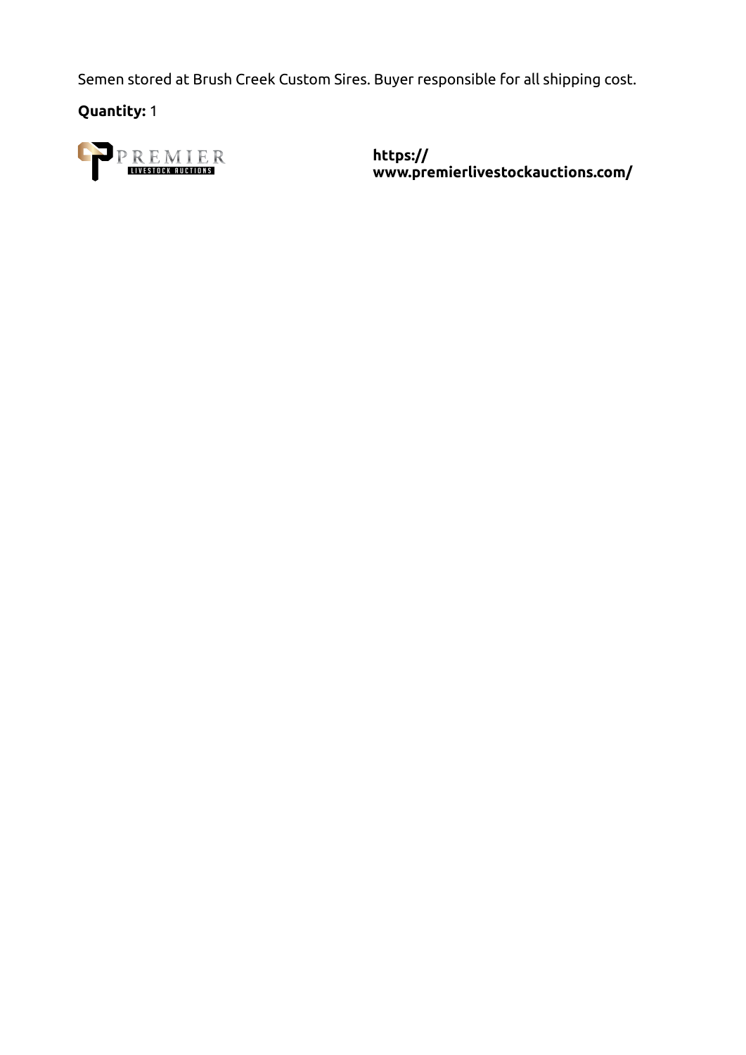Semen stored at Brush Creek Custom Sires. Buyer responsible for all shipping cost.

**Quantity:** 1

**https://www.premierlivestockauctions.com/**